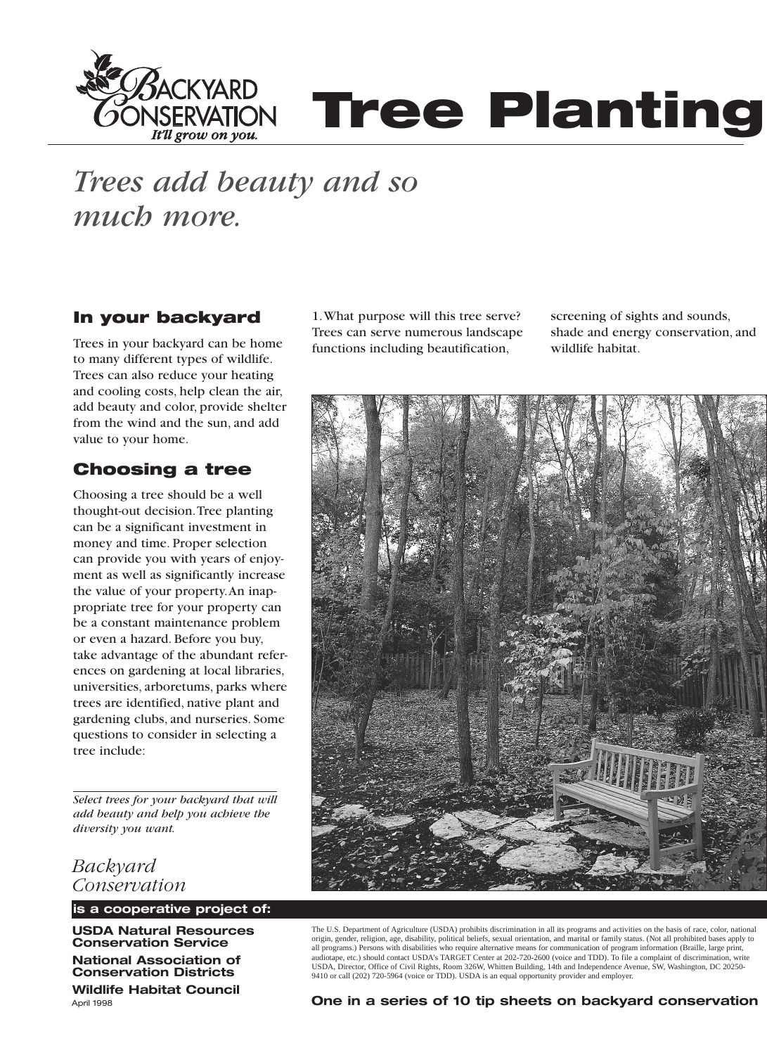# Tree Planting

*Trees add beauty and so much more.*

## In your backyard

Trees in your backyard can be home to many different types of wildlife. Trees can also reduce your heating and cooling costs, help clean the air, add beauty and color, provide shelter from the wind and the sun, and add value to your home.

## Choosing a tree

Choosing a tree should be a well thought-out decision. Tree planting can be a significant investment in money and time. Proper selection can provide you with years of enjoyment as well as significantly increase the value of your property. An inappropriate tree for your property can be a constant maintenance problem or even a hazard. Before you buy, take advantage of the abundant references on gardening at local libraries, universities, arboretums, parks where trees are identified, native plant and gardening clubs, and nurseries. Some questions to consider in selecting a tree include:

1. What purpose will this tree serve? Trees can serve numerous landscape functions including beautification, screening of sights and sounds, shade and energy conservation, and wildlife habitat.

*Select trees for your backyard that will add beauty and help you achieve the diversity you want.*

*Backyard Conservation*

**is a cooperative project of:**

**USDA Natural Resources Conservation Service**

**National Association of Conservation Districts**

**Wildlife Habitat Council**

April 1998

The U.S. Department of Agriculture (USDA) prohibits discrimination in all its programs and activities on the basis of race, color, national origin, gender, religion, age, disability, political beliefs, sexual orientation, and marital or family status. (Not all prohibited bases apply to all programs.) Persons with disabilities who require alternative means for communication of program information (Braille, large print, audiotape, etc.) should contact USDA's TARGET Center at 202-720-2600 (voice and TDD). To file a complaint of discrimination, write USDA, Director, Office of Civil Rights, Room 326W, Whitten Building, 14th and Independence Avenue, SW, Washington, DC 20250-9410 or call (202) 720-5964 (voice or TDD). USDA is an equal opportunity provider and employer.

**One in a series of 10 tip sheets on backyard conservation**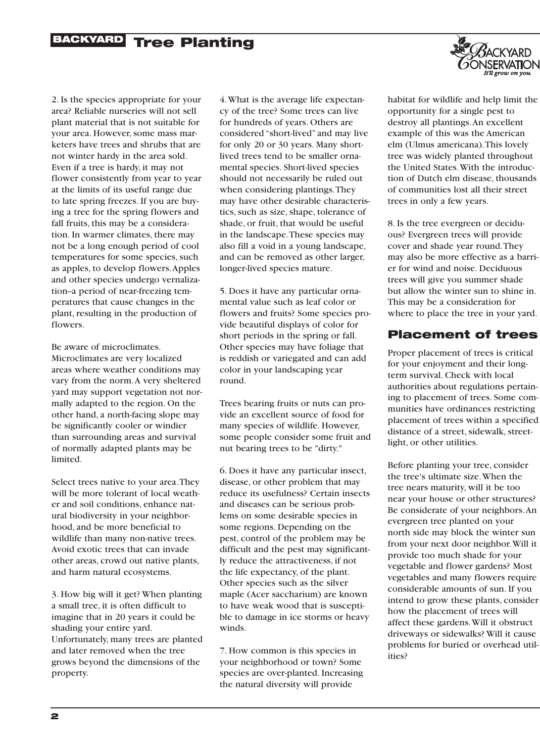2. Is the species appropriate for your area? Reliable nurseries will not sell plant material that is not suitable for your area. However, some mass marketers have trees and shrubs that are not winter hardy in the area sold. Even if a tree is hardy, it may not flower consistently from year to year at the limits of its useful range due to late spring freezes. If you are buying a tree for the spring flowers and fall fruits, this may be a consideration. In warmer climates, there may not be a long enough period of cool temperatures for some species, such as apples, to develop flowers. Apples and other species undergo vernalization–a period of near-freezing temperatures that cause changes in the plant, resulting in the production of flowers.

Be aware of microclimates. Microclimates are very localized areas where weather conditions may vary from the norm. A very sheltered yard may support vegetation not normally adapted to the region. On the other hand, a north-facing slope may be significantly cooler or windier than surrounding areas and survival of normally adapted plants may be limited.

Select trees native to your area. They will be more tolerant of local weather and soil conditions, enhance natural biodiversity in your neighborhood, and be more beneficial to wildlife than many non-native trees. Avoid exotic trees that can invade other areas, crowd out native plants, and harm natural ecosystems.

3. How big will it get? When planting a small tree, it is often difficult to imagine that in 20 years it could be shading your entire yard. Unfortunately, many trees are planted and later removed when the tree grows beyond the dimensions of the property.

4. What is the average life expectancy of the tree? Some trees can live for hundreds of years. Others are considered "short-lived" and may live for only 20 or 30 years. Many short-lived trees tend to be smaller ornamental species. Short-lived species should not necessarily be ruled out when considering plantings. They may have other desirable characteristics, such as size, shape, tolerance of shade, or fruit, that would be useful in the landscape. These species may also fill a void in a young landscape, and can be removed as other larger, longer-lived species mature.

5. Does it have any particular ornamental value such as leaf color or flowers and fruits? Some species provide beautiful displays of color for short periods in the spring or fall. Other species may have foliage that is reddish or variegated and can add color in your landscaping year round.

Trees bearing fruits or nuts can provide an excellent source of food for many species of wildlife. However, some people consider some fruit and nut bearing trees to be "dirty."

6. Does it have any particular insect, disease, or other problem that may reduce its usefulness? Certain insects and diseases can be serious problems on some desirable species in some regions. Depending on the pest, control of the problem may be difficult and the pest may significantly reduce the attractiveness, if not the life expectancy, of the plant. Other species such as the silver maple (Acer saccharium) are known to have weak wood that is susceptible to damage in ice storms or heavy winds.

7. How common is this species in your neighborhood or town? Some species are over-planted. Increasing the natural diversity will provide habitat for wildlife and help limit the opportunity for a single pest to destroy all plantings. An excellent example of this was the American elm (Ulmus americana). This lovely tree was widely planted throughout the United States. With the introduction of Dutch elm disease, thousands of communities lost all their street trees in only a few years.

8. Is the tree evergreen or deciduous? Evergreen trees will provide cover and shade year round. They may also be more effective as a barrier for wind and noise. Deciduous trees will give you summer shade but allow the winter sun to shine in. This may be a consideration for where to place the tree in your yard.

## Placement of trees

Proper placement of trees is critical for your enjoyment and their long-term survival. Check with local authorities about regulations pertaining to placement of trees. Some communities have ordinances restricting placement of trees within a specified distance of a street, sidewalk, streetlight, or other utilities.

Before planting your tree, consider the tree's ultimate size. When the tree nears maturity, will it be too near your house or other structures? Be considerate of your neighbors. An evergreen tree planted on your north side may block the winter sun from your next door neighbor. Will it provide too much shade for your vegetable and flower gardens? Most vegetables and many flowers require considerable amounts of sun. If you intend to grow these plants, consider how the placement of trees will affect these gardens. Will it obstruct driveways or sidewalks? Will it cause problems for buried or overhead utilities?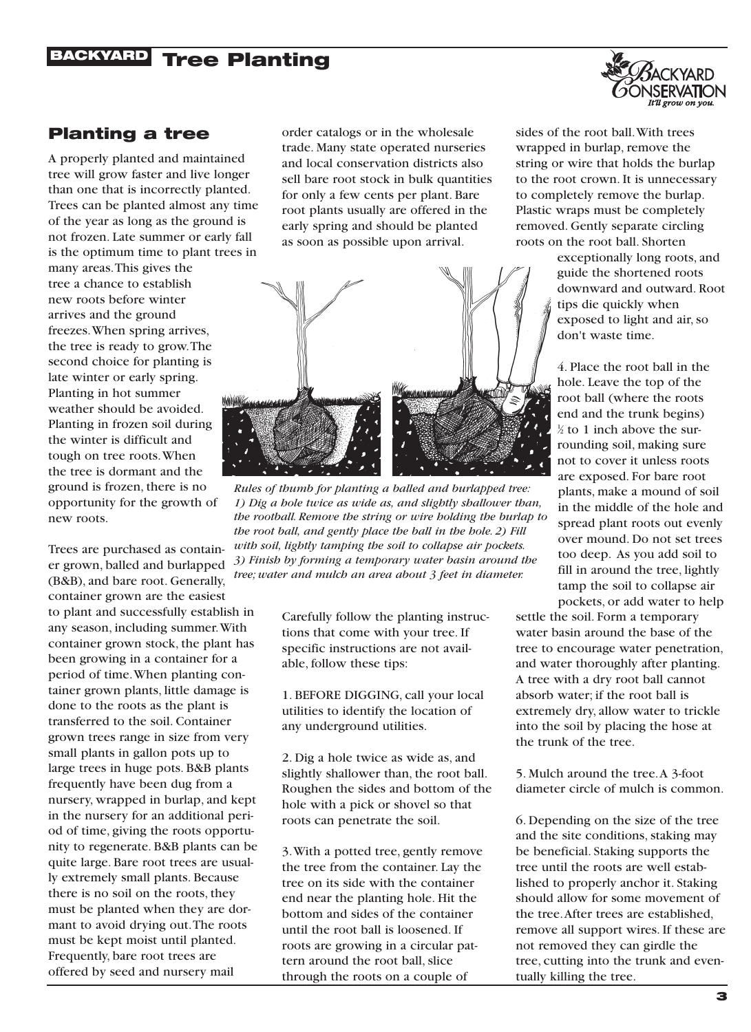## Planting a tree

A properly planted and maintained tree will grow faster and live longer than one that is incorrectly planted. Trees can be planted almost any time of the year as long as the ground is not frozen. Late summer or early fall is the optimum time to plant trees in many areas. This gives the tree a chance to establish new roots before winter arrives and the ground freezes. When spring arrives, the tree is ready to grow. The second choice for planting is late winter or early spring. Planting in hot summer weather should be avoided. Planting in frozen soil during the winter is difficult and tough on tree roots. When the tree is dormant and the ground is frozen, there is no opportunity for the growth of new roots.

Trees are purchased as container grown, balled and burlapped (B&B), and bare root. Generally, container grown are the easiest to plant and successfully establish in any season, including summer. With container grown stock, the plant has been growing in a container for a period of time. When planting container grown plants, little damage is done to the roots as the plant is transferred to the soil. Container grown trees range in size from very small plants in gallon pots up to large trees in huge pots. B&B plants frequently have been dug from a nursery, wrapped in burlap, and kept in the nursery for an additional period of time, giving the roots opportunity to regenerate. B&B plants can be quite large. Bare root trees are usually extremely small plants. Because there is no soil on the roots, they must be planted when they are dormant to avoid drying out. The roots must be kept moist until planted. Frequently, bare root trees are offered by seed and nursery mail order catalogs or in the wholesale trade. Many state operated nurseries and local conservation districts also sell bare root stock in bulk quantities for only a few cents per plant. Bare root plants usually are offered in the early spring and should be planted as soon as possible upon arrival.

*Rules of thumb for planting a balled and burlapped tree: 1) Dig a hole twice as wide as, and slightly shallower than, the rootball. Remove the string or wire holding the burlap to the root ball, and gently place the ball in the hole. 2) Fill with soil, lightly tamping the soil to collapse air pockets. 3) Finish by forming a temporary water basin around the tree; water and mulch an area about 3 feet in diameter.*

Carefully follow the planting instructions that come with your tree. If specific instructions are not available, follow these tips:

1. BEFORE DIGGING, call your local utilities to identify the location of any underground utilities.

2. Dig a hole twice as wide as, and slightly shallower than, the root ball. Roughen the sides and bottom of the hole with a pick or shovel so that roots can penetrate the soil.

3. With a potted tree, gently remove the tree from the container. Lay the tree on its side with the container end near the planting hole. Hit the bottom and sides of the container until the root ball is loosened. If roots are growing in a circular pattern around the root ball, slice through the roots on a couple of sides of the root ball. With trees wrapped in burlap, remove the string or wire that holds the burlap to the root crown. It is unnecessary to completely remove the burlap. Plastic wraps must be completely removed. Gently separate circling roots on the root ball. Shorten exceptionally long roots, and guide the shortened roots downward and outward. Root tips die quickly when exposed to light and air, so don't waste time.

4. Place the root ball in the hole. Leave the top of the root ball (where the roots end and the trunk begins) ½ to 1 inch above the surrounding soil, making sure not to cover it unless roots are exposed. For bare root plants, make a mound of soil in the middle of the hole and spread plant roots out evenly over mound. Do not set trees too deep. As you add soil to fill in around the tree, lightly tamp the soil to collapse air pockets, or add water to help settle the soil. Form a temporary water basin around the base of the tree to encourage water penetration, and water thoroughly after planting. A tree with a dry root ball cannot absorb water; if the root ball is extremely dry, allow water to trickle into the soil by placing the hose at the trunk of the tree.

5. Mulch around the tree. A 3-foot diameter circle of mulch is common.

6. Depending on the size of the tree and the site conditions, staking may be beneficial. Staking supports the tree until the roots are well established to properly anchor it. Staking should allow for some movement of the tree. After trees are established, remove all support wires. If these are not removed they can girdle the tree, cutting into the trunk and eventually killing the tree.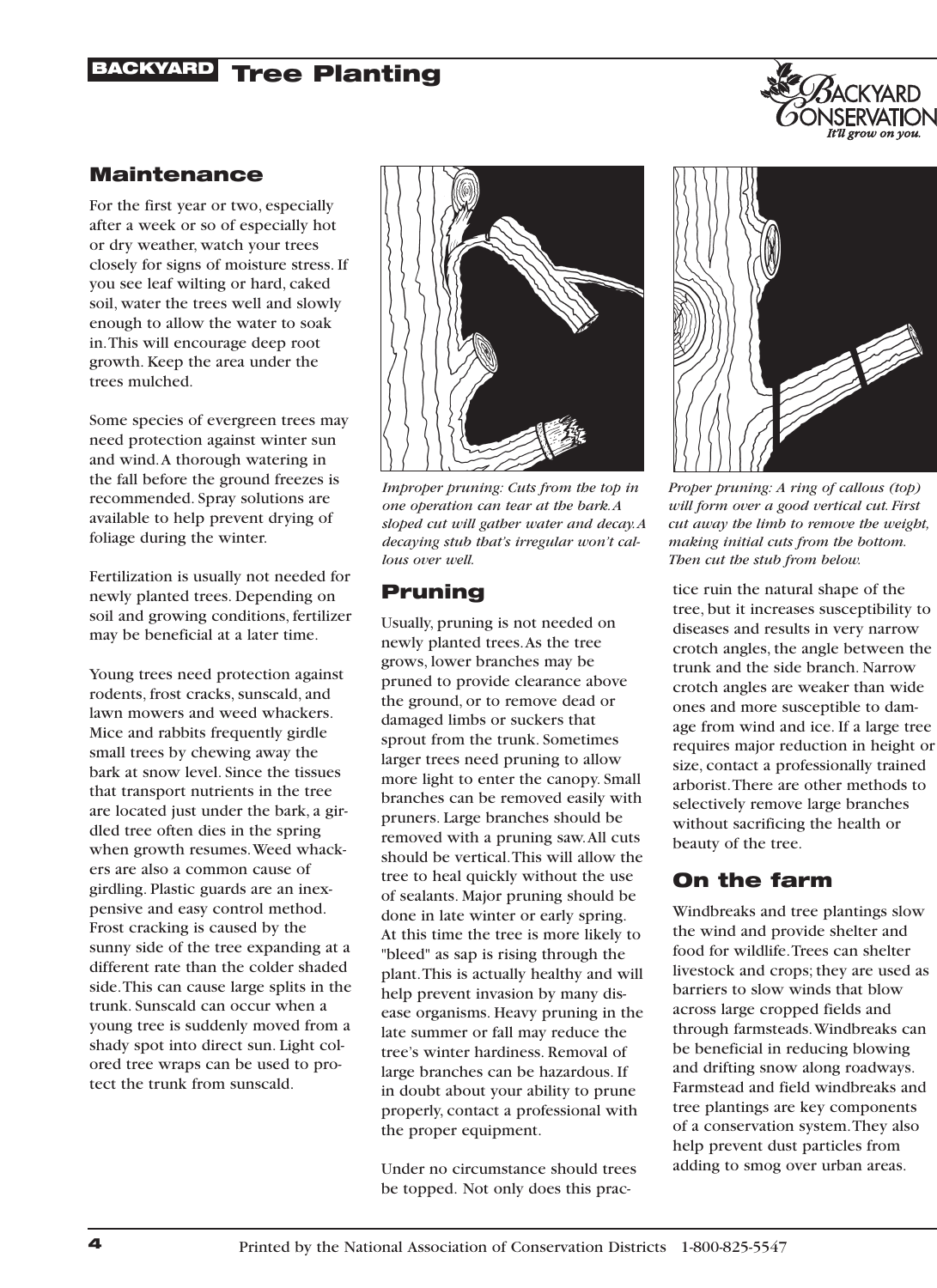## Maintenance

For the first year or two, especially after a week or so of especially hot or dry weather, watch your trees closely for signs of moisture stress. If you see leaf wilting or hard, caked soil, water the trees well and slowly enough to allow the water to soak in. This will encourage deep root growth. Keep the area under the trees mulched.

Some species of evergreen trees may need protection against winter sun and wind. A thorough watering in the fall before the ground freezes is recommended. Spray solutions are available to help prevent drying of foliage during the winter.

Fertilization is usually not needed for newly planted trees. Depending on soil and growing conditions, fertilizer may be beneficial at a later time.

Young trees need protection against rodents, frost cracks, sunscald, and lawn mowers and weed whackers. Mice and rabbits frequently girdle small trees by chewing away the bark at snow level. Since the tissues that transport nutrients in the tree are located just under the bark, a girdled tree often dies in the spring when growth resumes. Weed whackers are also a common cause of girdling. Plastic guards are an inexpensive and easy control method. Frost cracking is caused by the sunny side of the tree expanding at a different rate than the colder shaded side. This can cause large splits in the trunk. Sunscald can occur when a young tree is suddenly moved from a shady spot into direct sun. Light colored tree wraps can be used to protect the trunk from sunscald.

*Improper pruning: Cuts from the top in one operation can tear at the bark. A sloped cut will gather water and decay. A decaying stub that's irregular won't callous over well.*

*Proper pruning: A ring of callous (top) will form over a good vertical cut. First cut away the limb to remove the weight, making initial cuts from the bottom. Then cut the stub from below.*

## Pruning

Usually, pruning is not needed on newly planted trees. As the tree grows, lower branches may be pruned to provide clearance above the ground, or to remove dead or damaged limbs or suckers that sprout from the trunk. Sometimes larger trees need pruning to allow more light to enter the canopy. Small branches can be removed easily with pruners. Large branches should be removed with a pruning saw. All cuts should be vertical. This will allow the tree to heal quickly without the use of sealants. Major pruning should be done in late winter or early spring. At this time the tree is more likely to "bleed" as sap is rising through the plant. This is actually healthy and will help prevent invasion by many disease organisms. Heavy pruning in the late summer or fall may reduce the tree's winter hardiness. Removal of large branches can be hazardous. If in doubt about your ability to prune properly, contact a professional with the proper equipment.

Under no circumstance should trees be topped. Not only does this practice ruin the natural shape of the tree, but it increases susceptibility to diseases and results in very narrow crotch angles, the angle between the trunk and the side branch. Narrow crotch angles are weaker than wide ones and more susceptible to damage from wind and ice. If a large tree requires major reduction in height or size, contact a professionally trained arborist. There are other methods to selectively remove large branches without sacrificing the health or beauty of the tree.

## On the farm

Windbreaks and tree plantings slow the wind and provide shelter and food for wildlife. Trees can shelter livestock and crops; they are used as barriers to slow winds that blow across large cropped fields and through farmsteads. Windbreaks can be beneficial in reducing blowing and drifting snow along roadways. Farmstead and field windbreaks and tree plantings are key components of a conservation system. They also help prevent dust particles from adding to smog over urban areas.